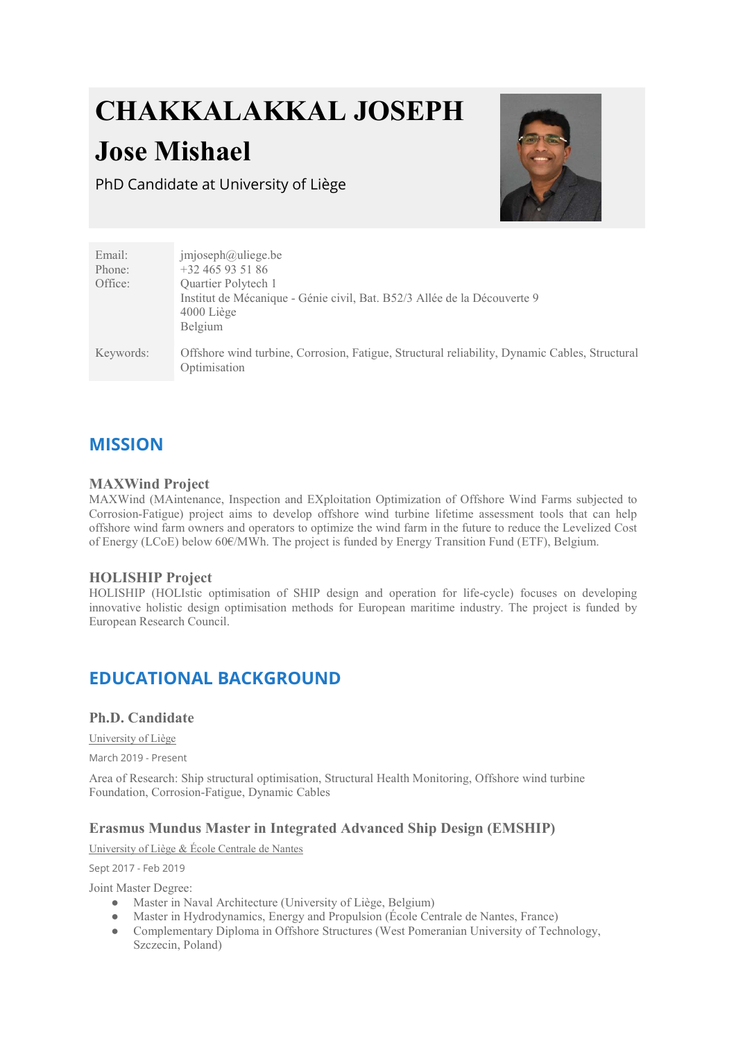# CHAKKALAKKAL JOSEPH Jose Mishael

PhD Candidate at University of Liège

| | |
|---|---|
| Email: | jmjoseph@uliege.be |
| Phone: | +32 465 93 51 86 |
| Office: | Quartier Polytech 1<br>Institut de Mécanique - Génie civil, Bat. B52/3 Allée de la Découverte 9<br>4000 Liège<br>Belgium |
| Keywords: | Offshore wind turbine, Corrosion, Fatigue, Structural reliability, Dynamic Cables, Structural Optimisation |

## MISSION

### MAXWind Project

MAXWind (MAintenance, Inspection and EXploitation Optimization of Offshore Wind Farms subjected to Corrosion-Fatigue) project aims to develop offshore wind turbine lifetime assessment tools that can help offshore wind farm owners and operators to optimize the wind farm in the future to reduce the Levelized Cost of Energy (LCoE) below 60€/MWh. The project is funded by Energy Transition Fund (ETF), Belgium.

### HOLISHIP Project

HOLISHIP (HOLIstic optimisation of SHIP design and operation for life-cycle) focuses on developing innovative holistic design optimisation methods for European maritime industry. The project is funded by European Research Council.

## EDUCATIONAL BACKGROUND

### Ph.D. Candidate

University of Liège

March 2019 - Present

Area of Research: Ship structural optimisation, Structural Health Monitoring, Offshore wind turbine Foundation, Corrosion-Fatigue, Dynamic Cables

### Erasmus Mundus Master in Integrated Advanced Ship Design (EMSHIP)

University of Liège & École Centrale de Nantes

Sept 2017 - Feb 2019

Joint Master Degree:

- Master in Naval Architecture (University of Liège, Belgium)
- Master in Hydrodynamics, Energy and Propulsion (École Centrale de Nantes, France)
- Complementary Diploma in Offshore Structures (West Pomeranian University of Technology, Szczecin, Poland)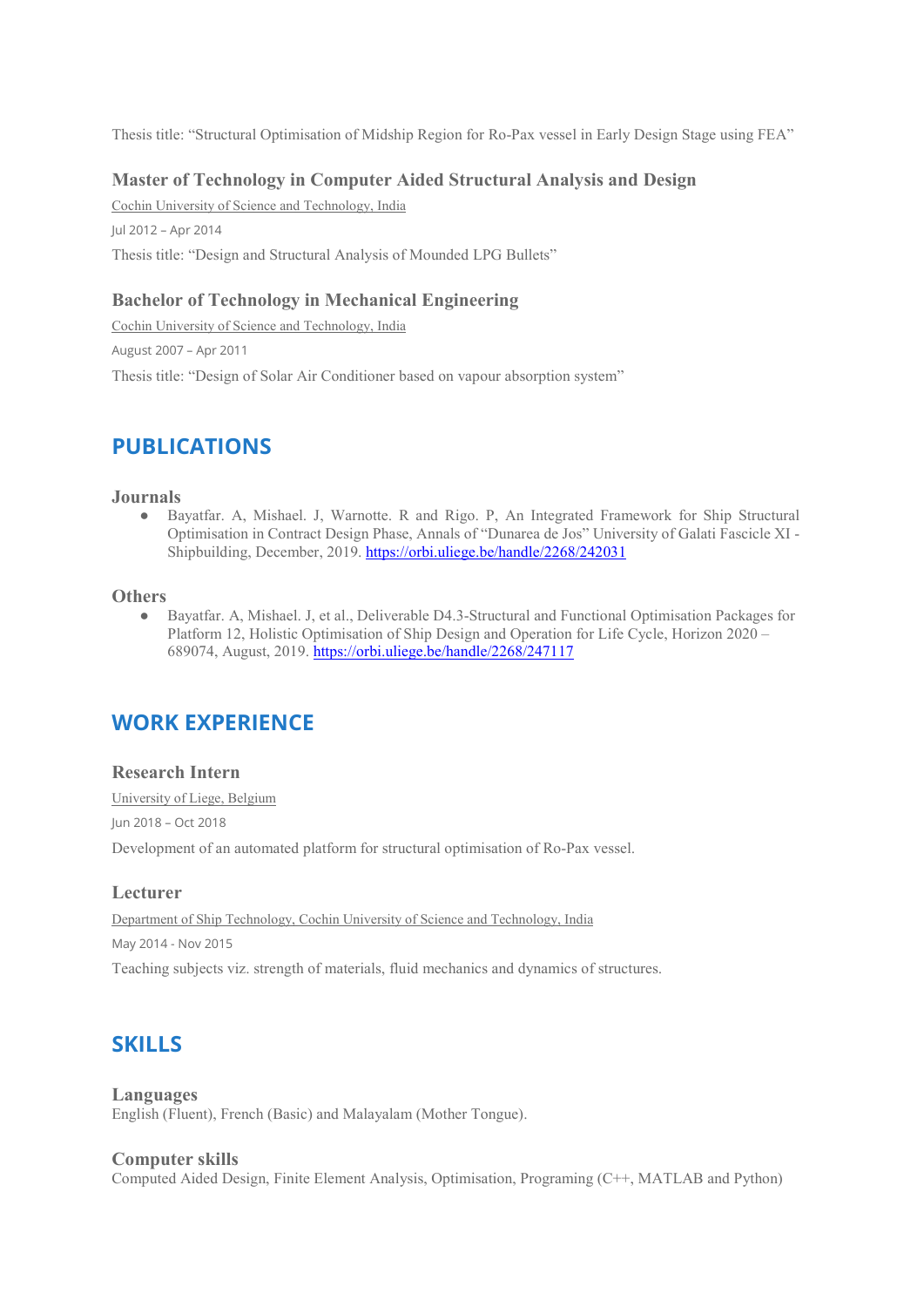Thesis title: "Structural Optimisation of Midship Region for Ro-Pax vessel in Early Design Stage using FEA"

### Master of Technology in Computer Aided Structural Analysis and Design

Cochin University of Science and Technology, India

Jul 2012 – Apr 2014

Thesis title: "Design and Structural Analysis of Mounded LPG Bullets"

### Bachelor of Technology in Mechanical Engineering

Cochin University of Science and Technology, India

August 2007 – Apr 2011

Thesis title: "Design of Solar Air Conditioner based on vapour absorption system"

## PUBLICATIONS

### Journals

- Bayatfar. A, Mishael. J, Warnotte. R and Rigo. P, An Integrated Framework for Ship Structural Optimisation in Contract Design Phase, Annals of "Dunarea de Jos" University of Galati Fascicle XI - Shipbuilding, December, 2019. https://orbi.uliege.be/handle/2268/242031

### Others

- Bayatfar. A, Mishael. J, et al., Deliverable D4.3-Structural and Functional Optimisation Packages for Platform 12, Holistic Optimisation of Ship Design and Operation for Life Cycle, Horizon 2020 – 689074, August, 2019. https://orbi.uliege.be/handle/2268/247117

## WORK EXPERIENCE

### Research Intern

University of Liege, Belgium

Jun 2018 – Oct 2018

Development of an automated platform for structural optimisation of Ro-Pax vessel.

### Lecturer

Department of Ship Technology, Cochin University of Science and Technology, India

May 2014 - Nov 2015

Teaching subjects viz. strength of materials, fluid mechanics and dynamics of structures.

## SKILLS

### Languages

English (Fluent), French (Basic) and Malayalam (Mother Tongue).

### Computer skills

Computed Aided Design, Finite Element Analysis, Optimisation, Programing (C++, MATLAB and Python)